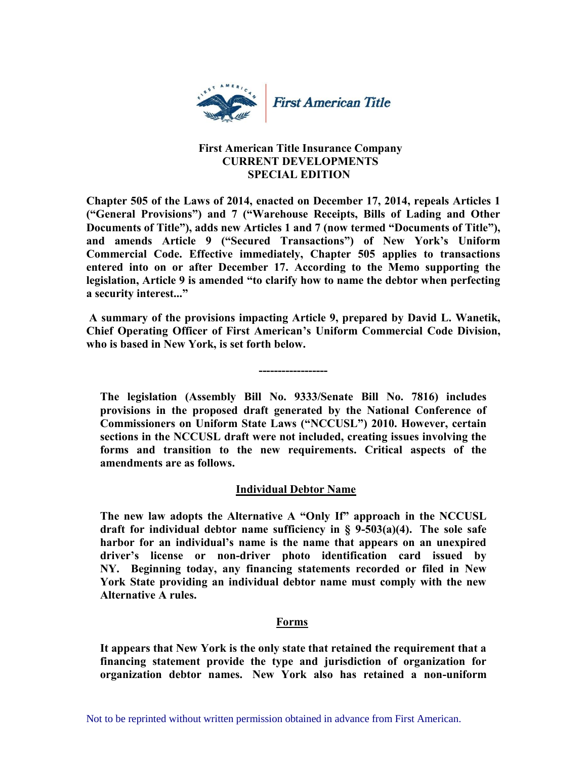**First American Title**

**First American Title Insurance Company**
**CURRENT DEVELOPMENTS**
**SPECIAL EDITION**

**Chapter 505 of the Laws of 2014, enacted on December 17, 2014, repeals Articles 1 ("General Provisions") and 7 ("Warehouse Receipts, Bills of Lading and Other Documents of Title"), adds new Articles 1 and 7 (now termed "Documents of Title"), and amends Article 9 ("Secured Transactions") of New York's Uniform Commercial Code. Effective immediately, Chapter 505 applies to transactions entered into on or after December 17. According to the Memo supporting the legislation, Article 9 is amended "to clarify how to name the debtor when perfecting a security interest..."**

**A summary of the provisions impacting Article 9, prepared by David L. Wanetik, Chief Operating Officer of First American's Uniform Commercial Code Division, who is based in New York, is set forth below.**

**------------------**

**The legislation (Assembly Bill No. 9333/Senate Bill No. 7816) includes provisions in the proposed draft generated by the National Conference of Commissioners on Uniform State Laws ("NCCUSL") 2010. However, certain sections in the NCCUSL draft were not included, creating issues involving the forms and transition to the new requirements. Critical aspects of the amendments are as follows.**

## Individual Debtor Name

**The new law adopts the Alternative A "Only If" approach in the NCCUSL draft for individual debtor name sufficiency in § 9-503(a)(4). The sole safe harbor for an individual's name is the name that appears on an unexpired driver's license or non-driver photo identification card issued by NY. Beginning today, any financing statements recorded or filed in New York State providing an individual debtor name must comply with the new Alternative A rules.**

## Forms

**It appears that New York is the only state that retained the requirement that a financing statement provide the type and jurisdiction of organization for organization debtor names. New York also has retained a non-uniform**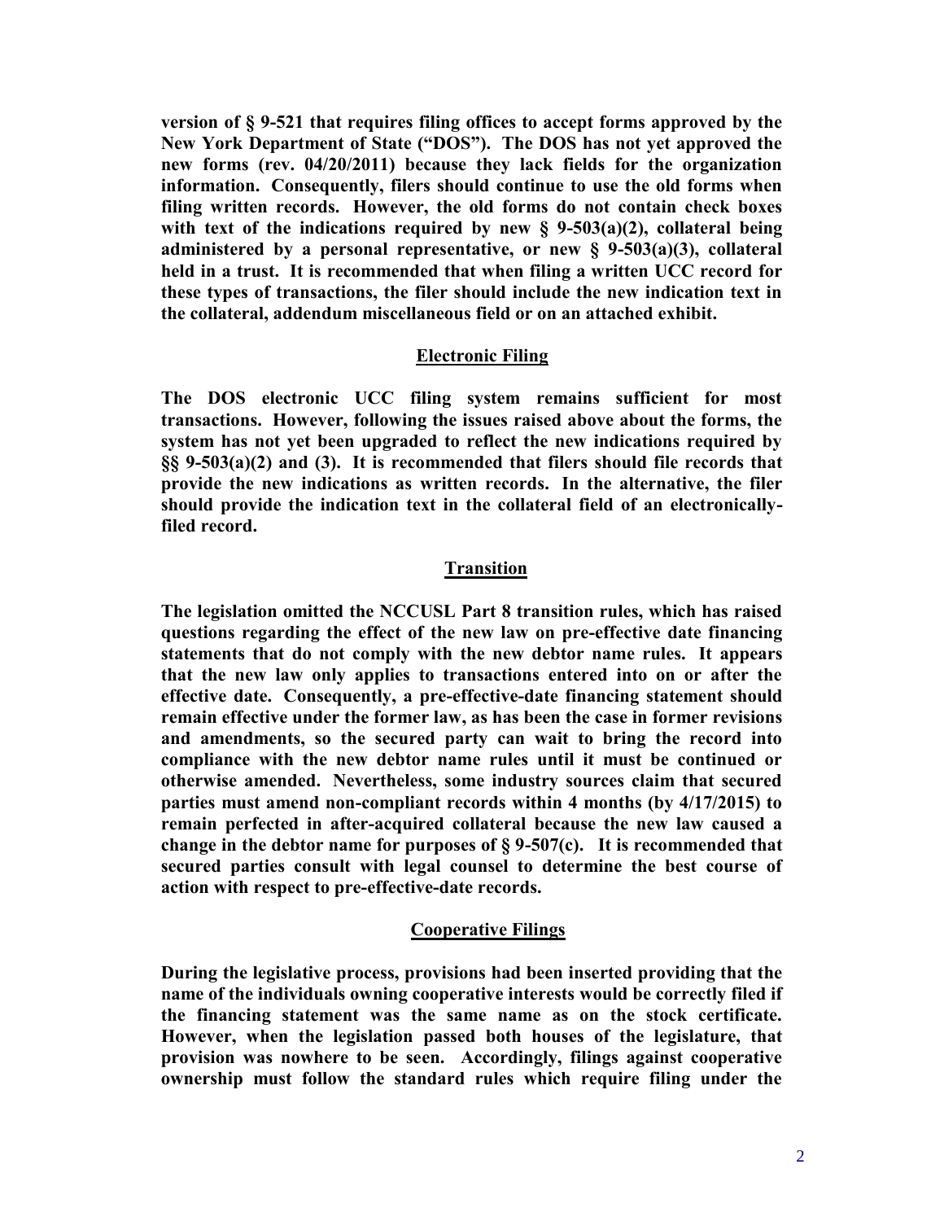**version of § 9-521 that requires filing offices to accept forms approved by the New York Department of State ("DOS"). The DOS has not yet approved the new forms (rev. 04/20/2011) because they lack fields for the organization information. Consequently, filers should continue to use the old forms when filing written records. However, the old forms do not contain check boxes with text of the indications required by new § 9-503(a)(2), collateral being administered by a personal representative, or new § 9-503(a)(3), collateral held in a trust. It is recommended that when filing a written UCC record for these types of transactions, the filer should include the new indication text in the collateral, addendum miscellaneous field or on an attached exhibit.**

## Electronic Filing

**The DOS electronic UCC filing system remains sufficient for most transactions. However, following the issues raised above about the forms, the system has not yet been upgraded to reflect the new indications required by §§ 9-503(a)(2) and (3). It is recommended that filers should file records that provide the new indications as written records. In the alternative, the filer should provide the indication text in the collateral field of an electronically-filed record.**

## Transition

**The legislation omitted the NCCUSL Part 8 transition rules, which has raised questions regarding the effect of the new law on pre-effective date financing statements that do not comply with the new debtor name rules. It appears that the new law only applies to transactions entered into on or after the effective date. Consequently, a pre-effective-date financing statement should remain effective under the former law, as has been the case in former revisions and amendments, so the secured party can wait to bring the record into compliance with the new debtor name rules until it must be continued or otherwise amended. Nevertheless, some industry sources claim that secured parties must amend non-compliant records within 4 months (by 4/17/2015) to remain perfected in after-acquired collateral because the new law caused a change in the debtor name for purposes of § 9-507(c). It is recommended that secured parties consult with legal counsel to determine the best course of action with respect to pre-effective-date records.**

## Cooperative Filings

**During the legislative process, provisions had been inserted providing that the name of the individuals owning cooperative interests would be correctly filed if the financing statement was the same name as on the stock certificate. However, when the legislation passed both houses of the legislature, that provision was nowhere to be seen. Accordingly, filings against cooperative ownership must follow the standard rules which require filing under the**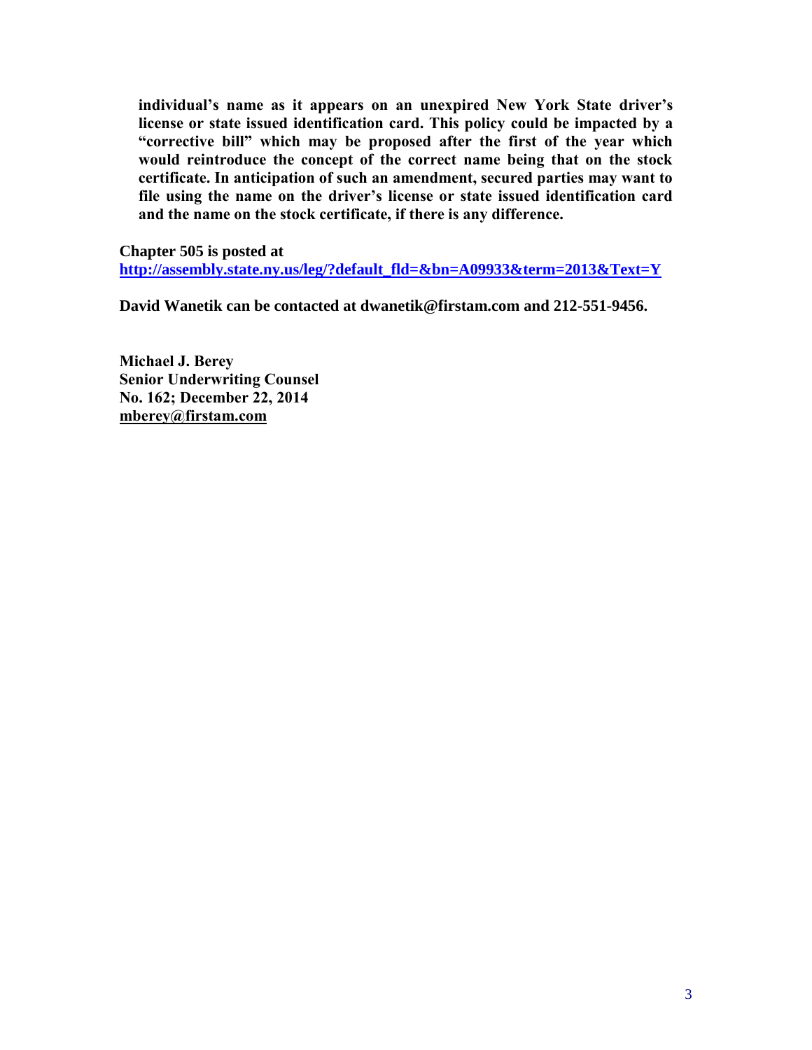**individual's name as it appears on an unexpired New York State driver's license or state issued identification card. This policy could be impacted by a "corrective bill" which may be proposed after the first of the year which would reintroduce the concept of the correct name being that on the stock certificate. In anticipation of such an amendment, secured parties may want to file using the name on the driver's license or state issued identification card and the name on the stock certificate, if there is any difference.**

**Chapter 505 is posted at**
**[http://assembly.state.ny.us/leg/?default_fld=&bn=A09933&term=2013&Text=Y](http://assembly.state.ny.us/leg/?default_fld=&bn=A09933&term=2013&Text=Y)**

**David Wanetik can be contacted at dwanetik@firstam.com and 212-551-9456.**

**Michael J. Berey**
**Senior Underwriting Counsel**
**No. 162; December 22, 2014**
**mberey@firstam.com**